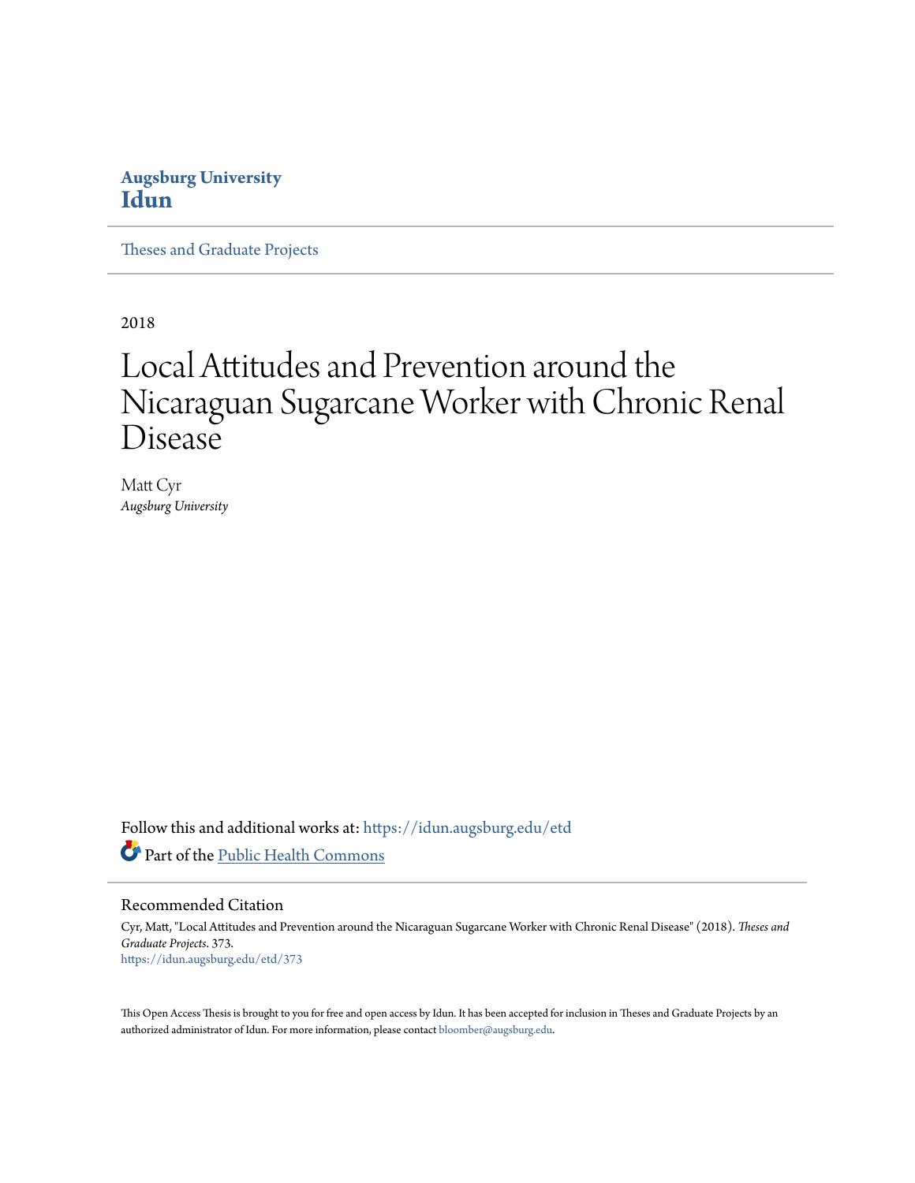**Augsburg University**
**Idun**

Theses and Graduate Projects

2018

# Local Attitudes and Prevention around the Nicaraguan Sugarcane Worker with Chronic Renal Disease

Matt Cyr
*Augsburg University*

Follow this and additional works at: https://idun.augsburg.edu/etd

Part of the Public Health Commons

## Recommended Citation

Cyr, Matt, "Local Attitudes and Prevention around the Nicaraguan Sugarcane Worker with Chronic Renal Disease" (2018). *Theses and Graduate Projects*. 373.
https://idun.augsburg.edu/etd/373

This Open Access Thesis is brought to you for free and open access by Idun. It has been accepted for inclusion in Theses and Graduate Projects by an authorized administrator of Idun. For more information, please contact bloomber@augsburg.edu.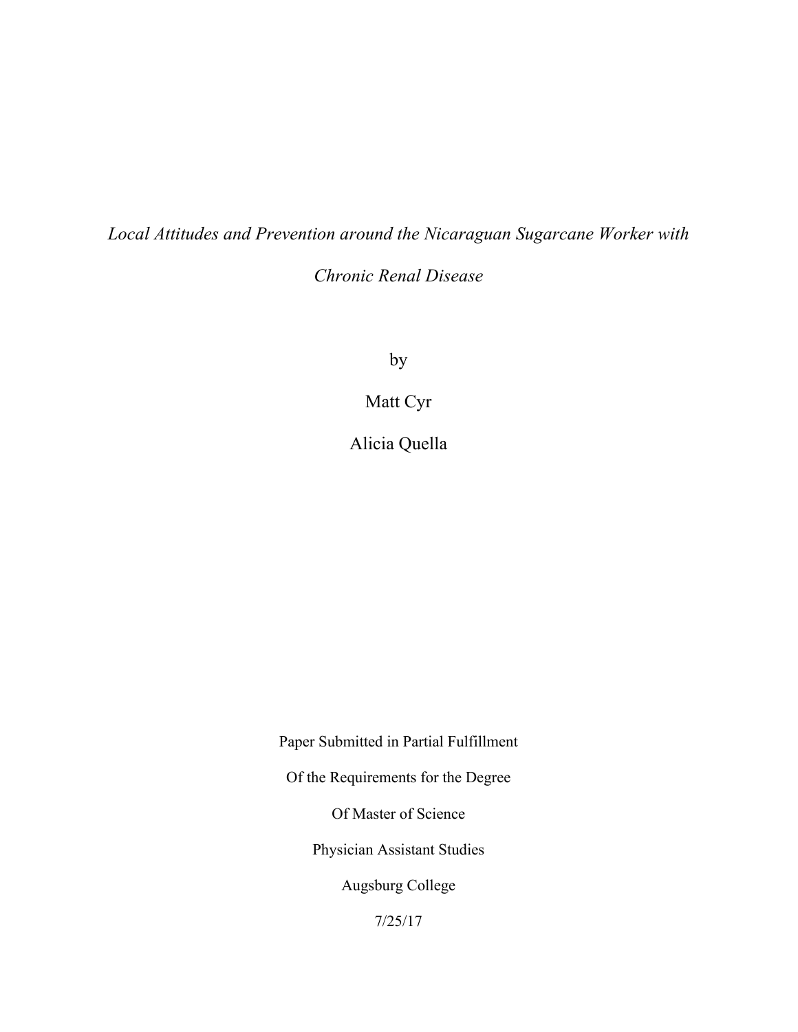*Local Attitudes and Prevention around the Nicaraguan Sugarcane Worker with Chronic Renal Disease*

by

Matt Cyr

Alicia Quella

Paper Submitted in Partial Fulfillment

Of the Requirements for the Degree

Of Master of Science

Physician Assistant Studies

Augsburg College

7/25/17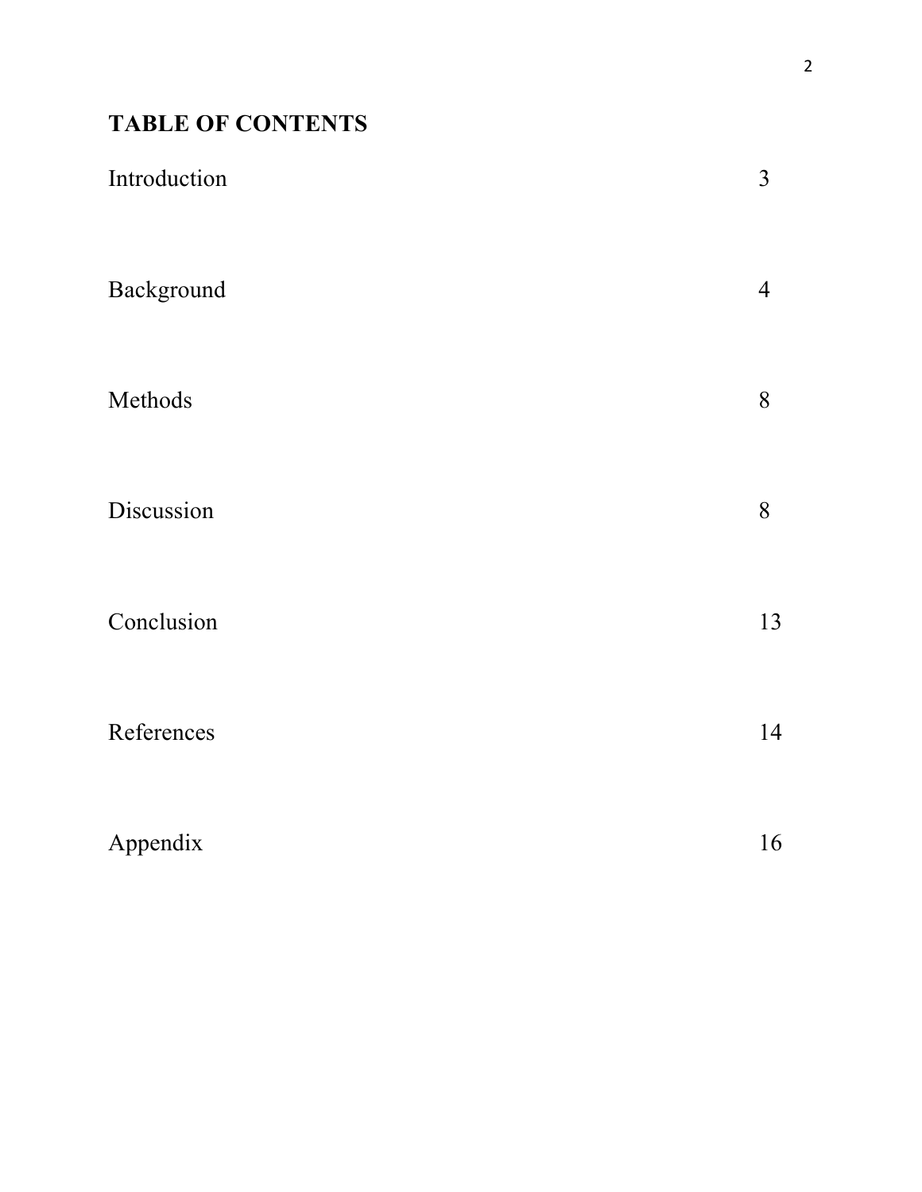**TABLE OF CONTENTS**

| | |
|---|---|
| Introduction | 3 |
| Background | 4 |
| Methods | 8 |
| Discussion | 8 |
| Conclusion | 13 |
| References | 14 |
| Appendix | 16 |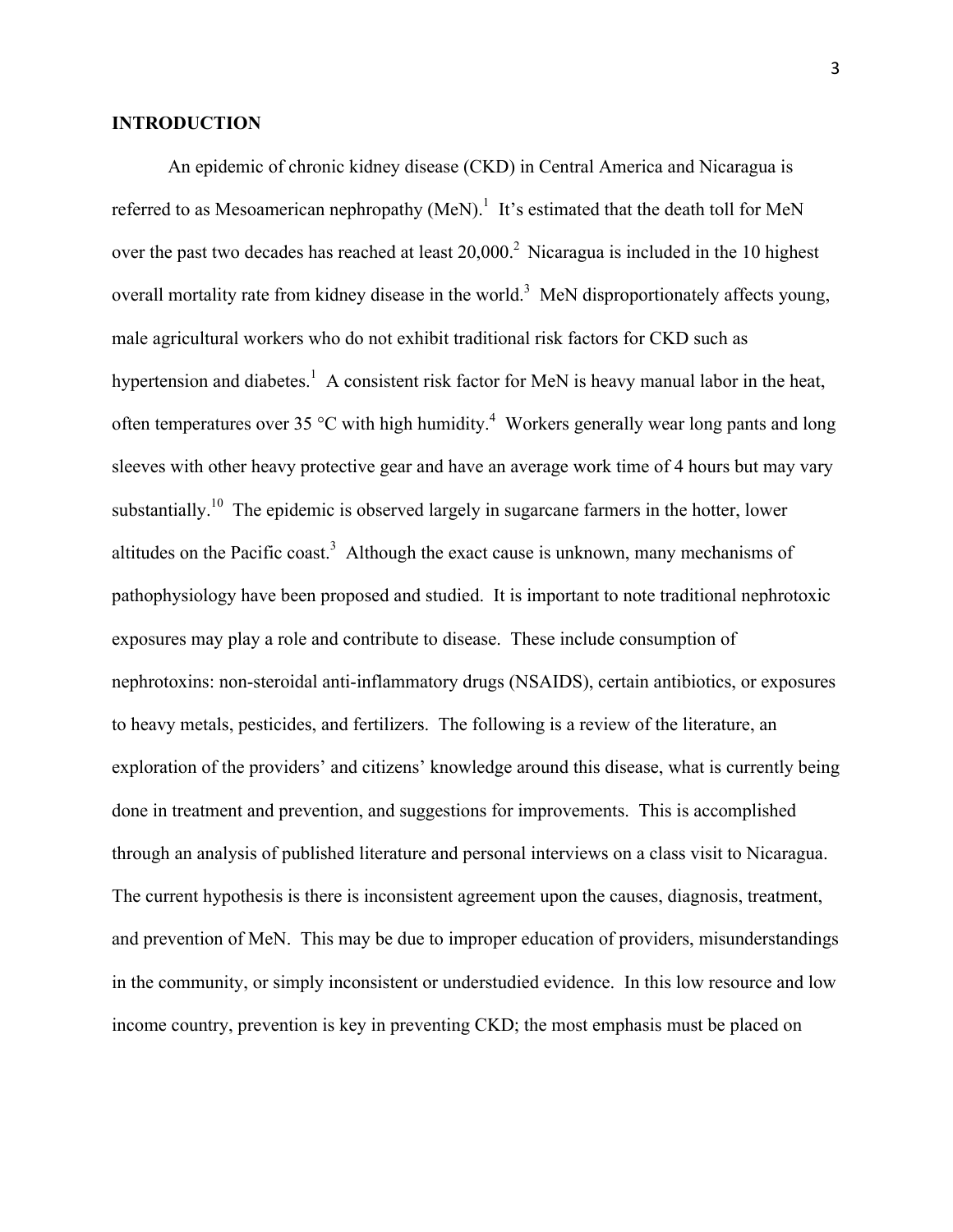## INTRODUCTION

An epidemic of chronic kidney disease (CKD) in Central America and Nicaragua is referred to as Mesoamerican nephropathy (MeN).[1] It's estimated that the death toll for MeN over the past two decades has reached at least 20,000.[2] Nicaragua is included in the 10 highest overall mortality rate from kidney disease in the world.[3] MeN disproportionately affects young, male agricultural workers who do not exhibit traditional risk factors for CKD such as hypertension and diabetes.[1] A consistent risk factor for MeN is heavy manual labor in the heat, often temperatures over 35 °C with high humidity.[4] Workers generally wear long pants and long sleeves with other heavy protective gear and have an average work time of 4 hours but may vary substantially.[10] The epidemic is observed largely in sugarcane farmers in the hotter, lower altitudes on the Pacific coast.[3] Although the exact cause is unknown, many mechanisms of pathophysiology have been proposed and studied. It is important to note traditional nephrotoxic exposures may play a role and contribute to disease. These include consumption of nephrotoxins: non-steroidal anti-inflammatory drugs (NSAIDS), certain antibiotics, or exposures to heavy metals, pesticides, and fertilizers. The following is a review of the literature, an exploration of the providers' and citizens' knowledge around this disease, what is currently being done in treatment and prevention, and suggestions for improvements. This is accomplished through an analysis of published literature and personal interviews on a class visit to Nicaragua. The current hypothesis is there is inconsistent agreement upon the causes, diagnosis, treatment, and prevention of MeN. This may be due to improper education of providers, misunderstandings in the community, or simply inconsistent or understudied evidence. In this low resource and low income country, prevention is key in preventing CKD; the most emphasis must be placed on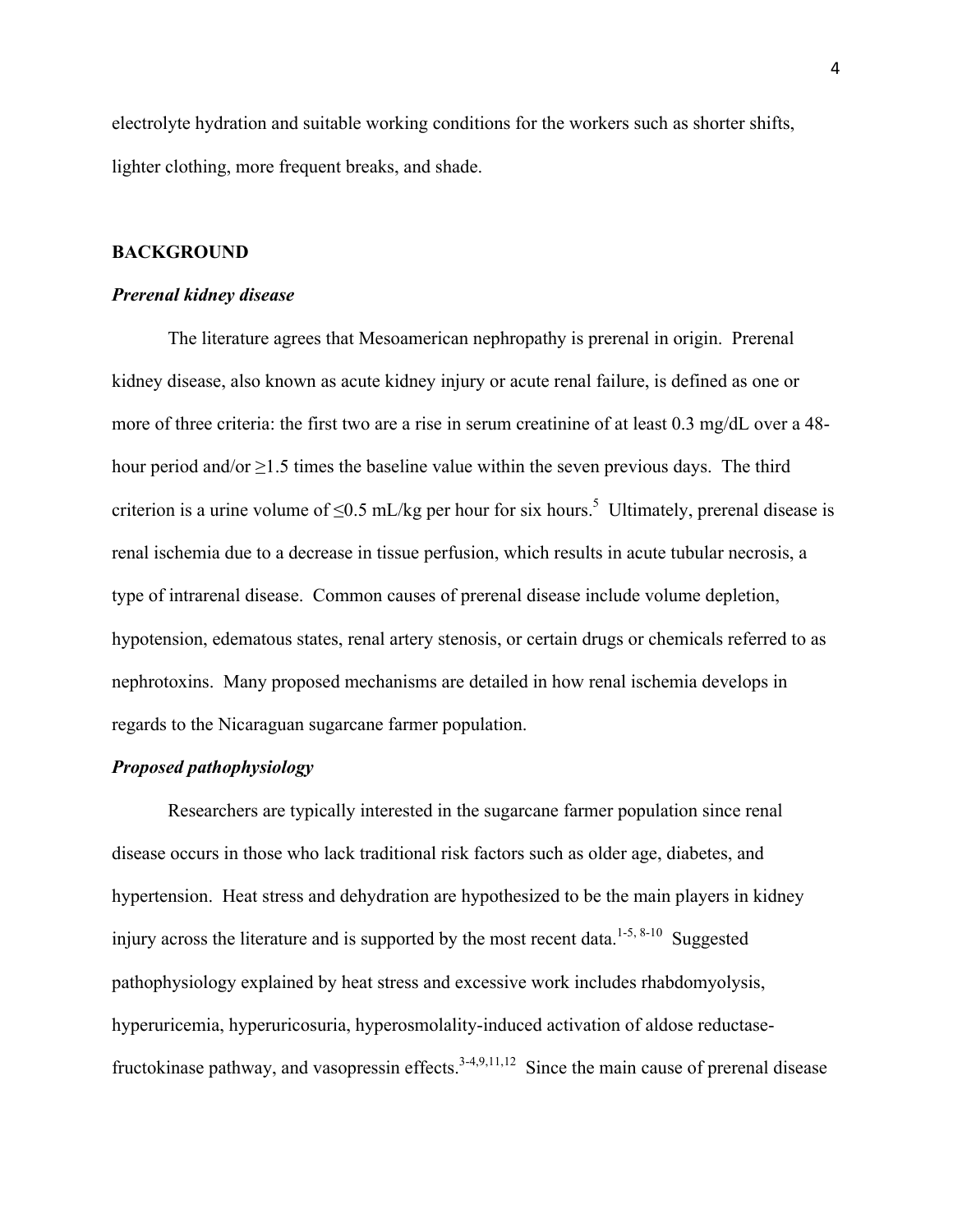electrolyte hydration and suitable working conditions for the workers such as shorter shifts, lighter clothing, more frequent breaks, and shade.

## BACKGROUND

### *Prerenal kidney disease*

The literature agrees that Mesoamerican nephropathy is prerenal in origin. Prerenal kidney disease, also known as acute kidney injury or acute renal failure, is defined as one or more of three criteria: the first two are a rise in serum creatinine of at least 0.3 mg/dL over a 48-hour period and/or ≥1.5 times the baseline value within the seven previous days. The third criterion is a urine volume of ≤0.5 mL/kg per hour for six hours.[5] Ultimately, prerenal disease is renal ischemia due to a decrease in tissue perfusion, which results in acute tubular necrosis, a type of intrarenal disease. Common causes of prerenal disease include volume depletion, hypotension, edematous states, renal artery stenosis, or certain drugs or chemicals referred to as nephrotoxins. Many proposed mechanisms are detailed in how renal ischemia develops in regards to the Nicaraguan sugarcane farmer population.

### *Proposed pathophysiology*

Researchers are typically interested in the sugarcane farmer population since renal disease occurs in those who lack traditional risk factors such as older age, diabetes, and hypertension. Heat stress and dehydration are hypothesized to be the main players in kidney injury across the literature and is supported by the most recent data.[1-5, 8-10] Suggested pathophysiology explained by heat stress and excessive work includes rhabdomyolysis, hyperuricemia, hyperuricosuria, hyperosmolality-induced activation of aldose reductase-fructokinase pathway, and vasopressin effects.[3-4,9,11,12] Since the main cause of prerenal disease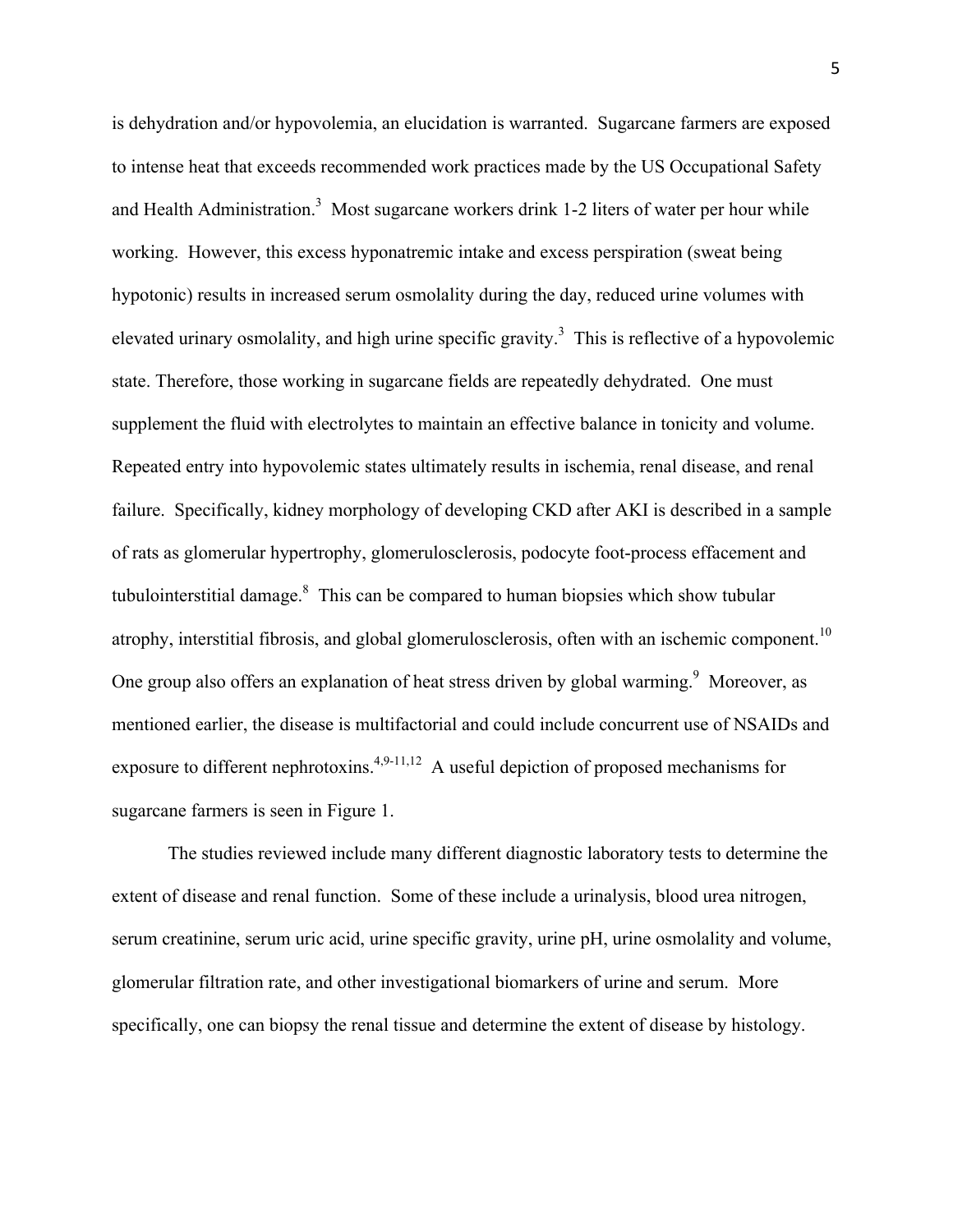is dehydration and/or hypovolemia, an elucidation is warranted. Sugarcane farmers are exposed to intense heat that exceeds recommended work practices made by the US Occupational Safety and Health Administration.[3] Most sugarcane workers drink 1-2 liters of water per hour while working. However, this excess hyponatremic intake and excess perspiration (sweat being hypotonic) results in increased serum osmolality during the day, reduced urine volumes with elevated urinary osmolality, and high urine specific gravity.[3] This is reflective of a hypovolemic state. Therefore, those working in sugarcane fields are repeatedly dehydrated. One must supplement the fluid with electrolytes to maintain an effective balance in tonicity and volume. Repeated entry into hypovolemic states ultimately results in ischemia, renal disease, and renal failure. Specifically, kidney morphology of developing CKD after AKI is described in a sample of rats as glomerular hypertrophy, glomerulosclerosis, podocyte foot-process effacement and tubulointerstitial damage.[8] This can be compared to human biopsies which show tubular atrophy, interstitial fibrosis, and global glomerulosclerosis, often with an ischemic component.[10] One group also offers an explanation of heat stress driven by global warming.[9] Moreover, as mentioned earlier, the disease is multifactorial and could include concurrent use of NSAIDs and exposure to different nephrotoxins.[4,9-11,12] A useful depiction of proposed mechanisms for sugarcane farmers is seen in Figure 1.

The studies reviewed include many different diagnostic laboratory tests to determine the extent of disease and renal function. Some of these include a urinalysis, blood urea nitrogen, serum creatinine, serum uric acid, urine specific gravity, urine pH, urine osmolality and volume, glomerular filtration rate, and other investigational biomarkers of urine and serum. More specifically, one can biopsy the renal tissue and determine the extent of disease by histology.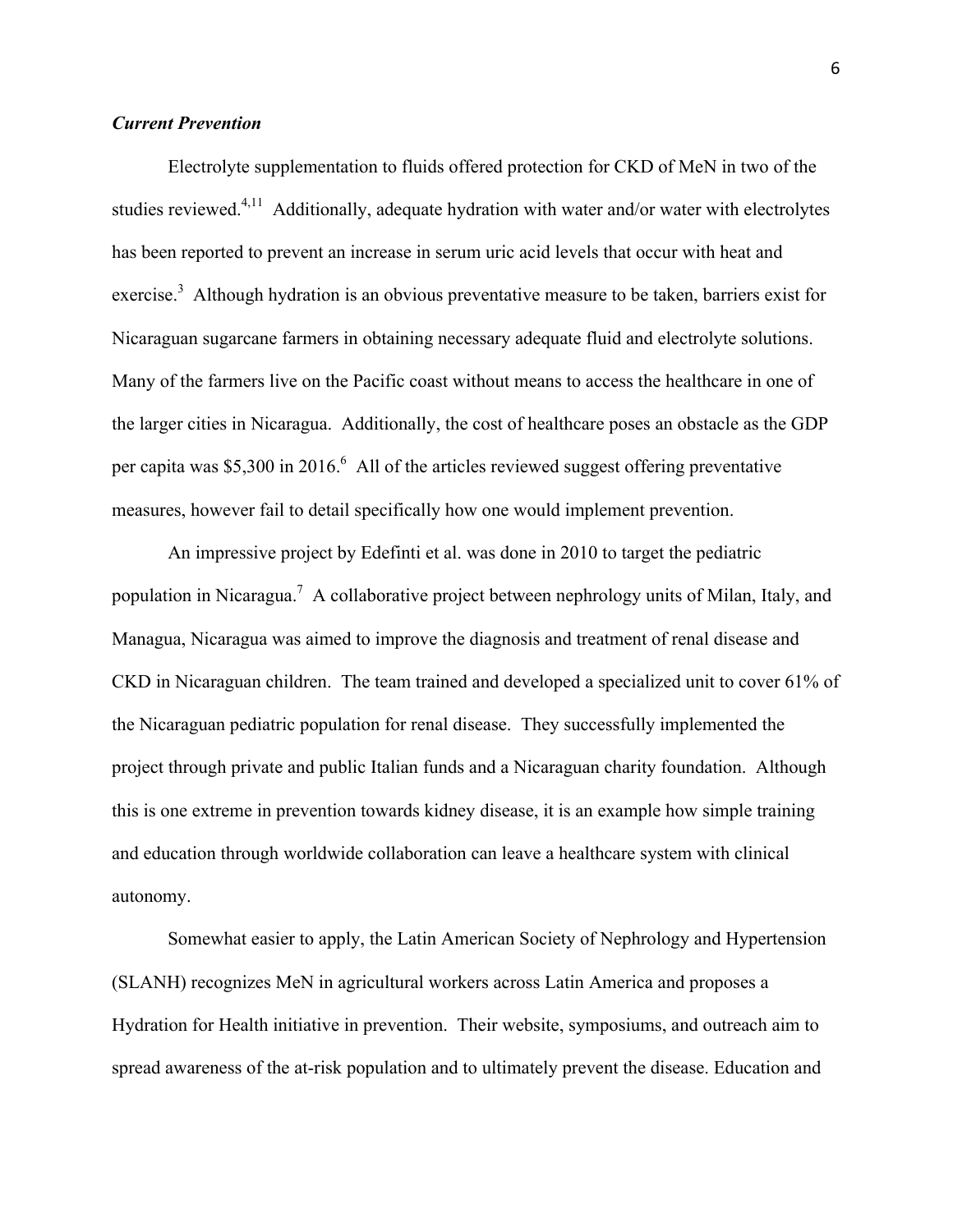### *Current Prevention*

Electrolyte supplementation to fluids offered protection for CKD of MeN in two of the studies reviewed.[4,11] Additionally, adequate hydration with water and/or water with electrolytes has been reported to prevent an increase in serum uric acid levels that occur with heat and exercise.[3] Although hydration is an obvious preventative measure to be taken, barriers exist for Nicaraguan sugarcane farmers in obtaining necessary adequate fluid and electrolyte solutions. Many of the farmers live on the Pacific coast without means to access the healthcare in one of the larger cities in Nicaragua. Additionally, the cost of healthcare poses an obstacle as the GDP per capita was $5,300 in 2016.[6] All of the articles reviewed suggest offering preventative measures, however fail to detail specifically how one would implement prevention.

An impressive project by Edefinti et al. was done in 2010 to target the pediatric population in Nicaragua.[7] A collaborative project between nephrology units of Milan, Italy, and Managua, Nicaragua was aimed to improve the diagnosis and treatment of renal disease and CKD in Nicaraguan children. The team trained and developed a specialized unit to cover 61% of the Nicaraguan pediatric population for renal disease. They successfully implemented the project through private and public Italian funds and a Nicaraguan charity foundation. Although this is one extreme in prevention towards kidney disease, it is an example how simple training and education through worldwide collaboration can leave a healthcare system with clinical autonomy.

Somewhat easier to apply, the Latin American Society of Nephrology and Hypertension (SLANH) recognizes MeN in agricultural workers across Latin America and proposes a Hydration for Health initiative in prevention. Their website, symposiums, and outreach aim to spread awareness of the at-risk population and to ultimately prevent the disease. Education and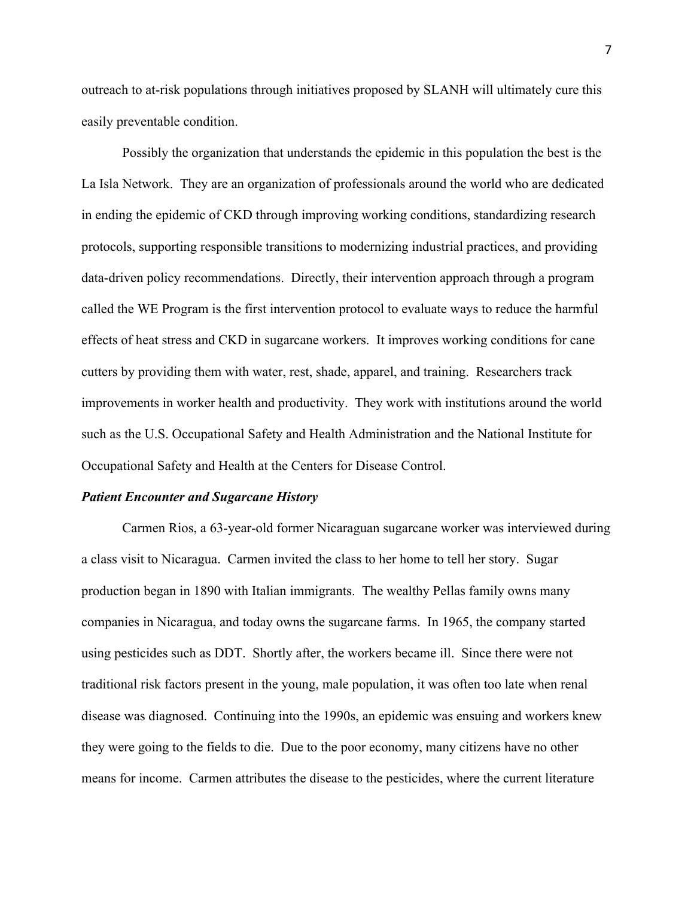outreach to at-risk populations through initiatives proposed by SLANH will ultimately cure this easily preventable condition.

Possibly the organization that understands the epidemic in this population the best is the La Isla Network. They are an organization of professionals around the world who are dedicated in ending the epidemic of CKD through improving working conditions, standardizing research protocols, supporting responsible transitions to modernizing industrial practices, and providing data-driven policy recommendations. Directly, their intervention approach through a program called the WE Program is the first intervention protocol to evaluate ways to reduce the harmful effects of heat stress and CKD in sugarcane workers. It improves working conditions for cane cutters by providing them with water, rest, shade, apparel, and training. Researchers track improvements in worker health and productivity. They work with institutions around the world such as the U.S. Occupational Safety and Health Administration and the National Institute for Occupational Safety and Health at the Centers for Disease Control.

***Patient Encounter and Sugarcane History***

Carmen Rios, a 63-year-old former Nicaraguan sugarcane worker was interviewed during a class visit to Nicaragua. Carmen invited the class to her home to tell her story. Sugar production began in 1890 with Italian immigrants. The wealthy Pellas family owns many companies in Nicaragua, and today owns the sugarcane farms. In 1965, the company started using pesticides such as DDT. Shortly after, the workers became ill. Since there were not traditional risk factors present in the young, male population, it was often too late when renal disease was diagnosed. Continuing into the 1990s, an epidemic was ensuing and workers knew they were going to the fields to die. Due to the poor economy, many citizens have no other means for income. Carmen attributes the disease to the pesticides, where the current literature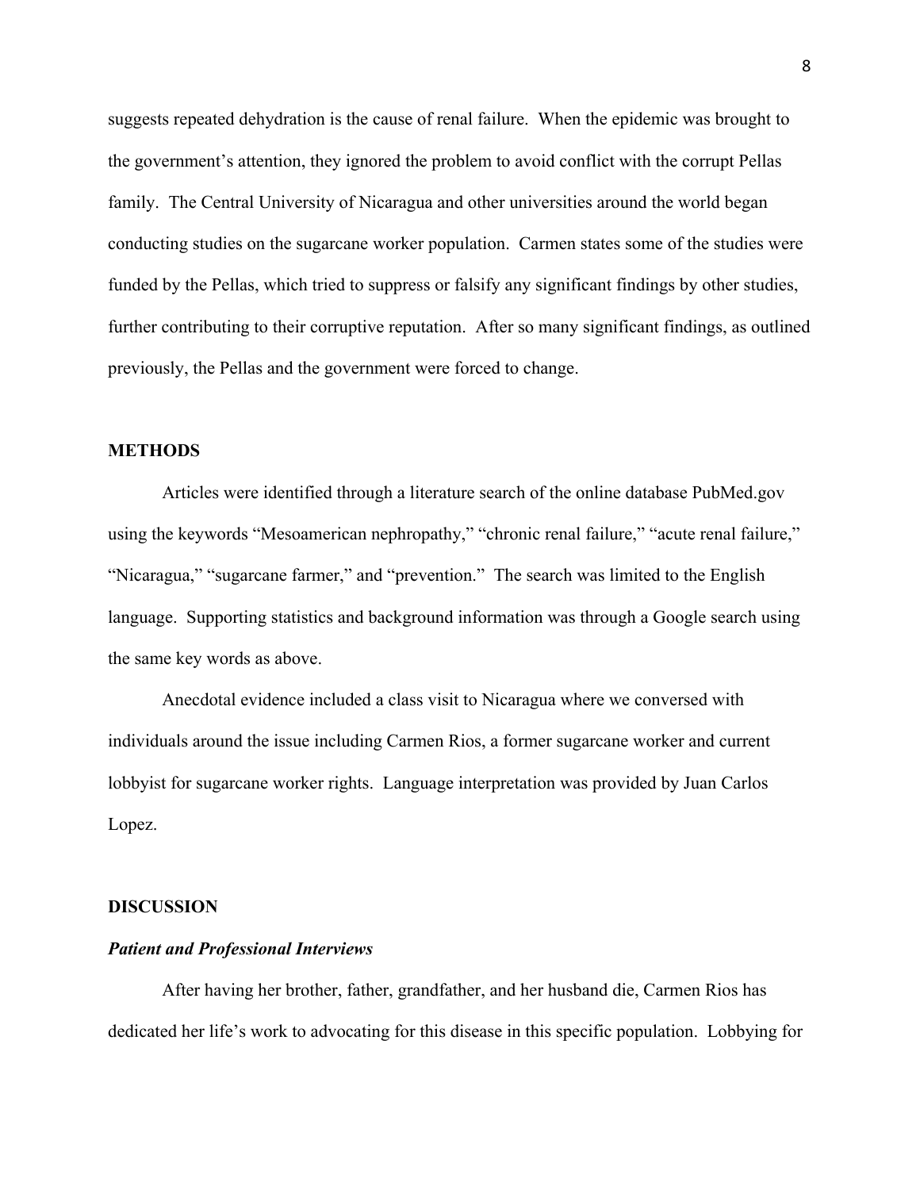suggests repeated dehydration is the cause of renal failure. When the epidemic was brought to the government's attention, they ignored the problem to avoid conflict with the corrupt Pellas family. The Central University of Nicaragua and other universities around the world began conducting studies on the sugarcane worker population. Carmen states some of the studies were funded by the Pellas, which tried to suppress or falsify any significant findings by other studies, further contributing to their corruptive reputation. After so many significant findings, as outlined previously, the Pellas and the government were forced to change.

## METHODS

Articles were identified through a literature search of the online database PubMed.gov using the keywords "Mesoamerican nephropathy," "chronic renal failure," "acute renal failure," "Nicaragua," "sugarcane farmer," and "prevention." The search was limited to the English language. Supporting statistics and background information was through a Google search using the same key words as above.

Anecdotal evidence included a class visit to Nicaragua where we conversed with individuals around the issue including Carmen Rios, a former sugarcane worker and current lobbyist for sugarcane worker rights. Language interpretation was provided by Juan Carlos Lopez.

## DISCUSSION

### *Patient and Professional Interviews*

After having her brother, father, grandfather, and her husband die, Carmen Rios has dedicated her life's work to advocating for this disease in this specific population. Lobbying for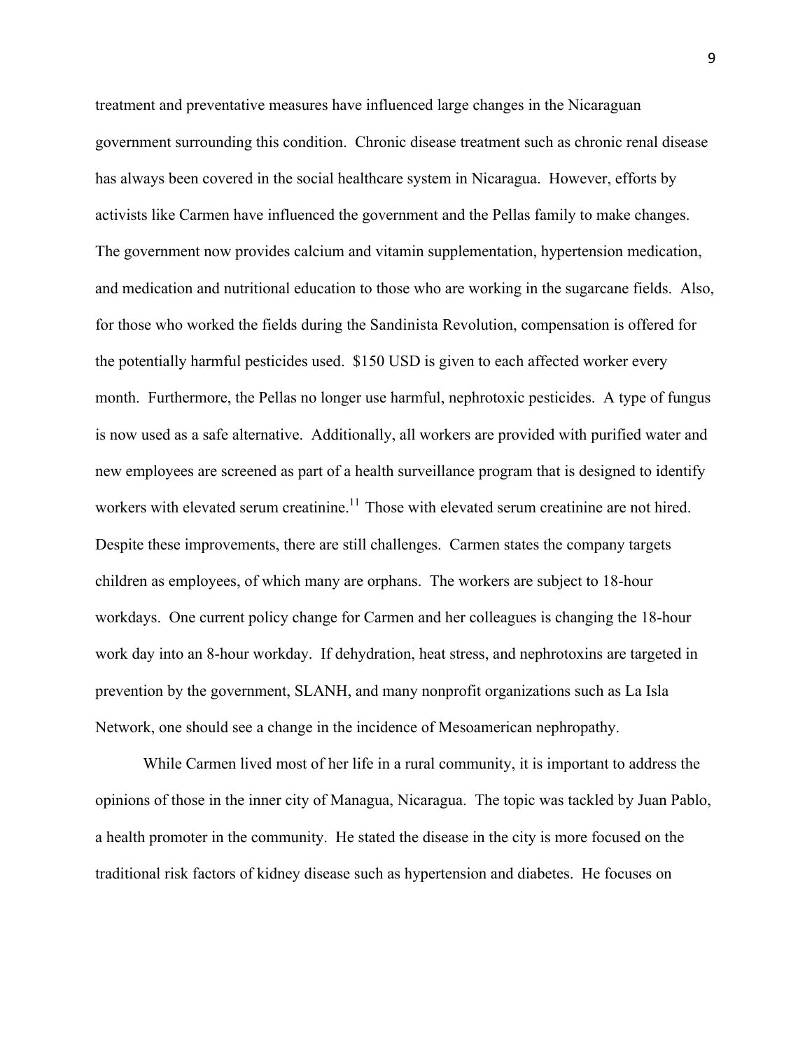treatment and preventative measures have influenced large changes in the Nicaraguan government surrounding this condition. Chronic disease treatment such as chronic renal disease has always been covered in the social healthcare system in Nicaragua. However, efforts by activists like Carmen have influenced the government and the Pellas family to make changes. The government now provides calcium and vitamin supplementation, hypertension medication, and medication and nutritional education to those who are working in the sugarcane fields. Also, for those who worked the fields during the Sandinista Revolution, compensation is offered for the potentially harmful pesticides used. $150 USD is given to each affected worker every month. Furthermore, the Pellas no longer use harmful, nephrotoxic pesticides. A type of fungus is now used as a safe alternative. Additionally, all workers are provided with purified water and new employees are screened as part of a health surveillance program that is designed to identify workers with elevated serum creatinine.[11] Those with elevated serum creatinine are not hired. Despite these improvements, there are still challenges. Carmen states the company targets children as employees, of which many are orphans. The workers are subject to 18-hour workdays. One current policy change for Carmen and her colleagues is changing the 18-hour work day into an 8-hour workday. If dehydration, heat stress, and nephrotoxins are targeted in prevention by the government, SLANH, and many nonprofit organizations such as La Isla Network, one should see a change in the incidence of Mesoamerican nephropathy.

While Carmen lived most of her life in a rural community, it is important to address the opinions of those in the inner city of Managua, Nicaragua. The topic was tackled by Juan Pablo, a health promoter in the community. He stated the disease in the city is more focused on the traditional risk factors of kidney disease such as hypertension and diabetes. He focuses on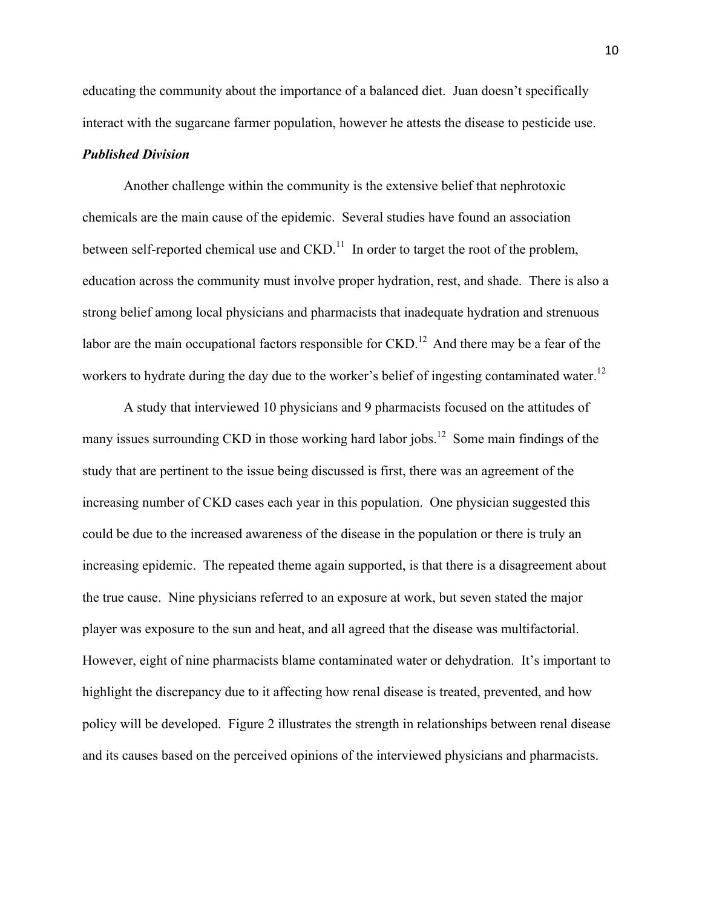educating the community about the importance of a balanced diet. Juan doesn't specifically interact with the sugarcane farmer population, however he attests the disease to pesticide use.

***Published Division***

Another challenge within the community is the extensive belief that nephrotoxic chemicals are the main cause of the epidemic. Several studies have found an association between self-reported chemical use and CKD.[11] In order to target the root of the problem, education across the community must involve proper hydration, rest, and shade. There is also a strong belief among local physicians and pharmacists that inadequate hydration and strenuous labor are the main occupational factors responsible for CKD.[12] And there may be a fear of the workers to hydrate during the day due to the worker's belief of ingesting contaminated water.[12]

A study that interviewed 10 physicians and 9 pharmacists focused on the attitudes of many issues surrounding CKD in those working hard labor jobs.[12] Some main findings of the study that are pertinent to the issue being discussed is first, there was an agreement of the increasing number of CKD cases each year in this population. One physician suggested this could be due to the increased awareness of the disease in the population or there is truly an increasing epidemic. The repeated theme again supported, is that there is a disagreement about the true cause. Nine physicians referred to an exposure at work, but seven stated the major player was exposure to the sun and heat, and all agreed that the disease was multifactorial. However, eight of nine pharmacists blame contaminated water or dehydration. It's important to highlight the discrepancy due to it affecting how renal disease is treated, prevented, and how policy will be developed. Figure 2 illustrates the strength in relationships between renal disease and its causes based on the perceived opinions of the interviewed physicians and pharmacists.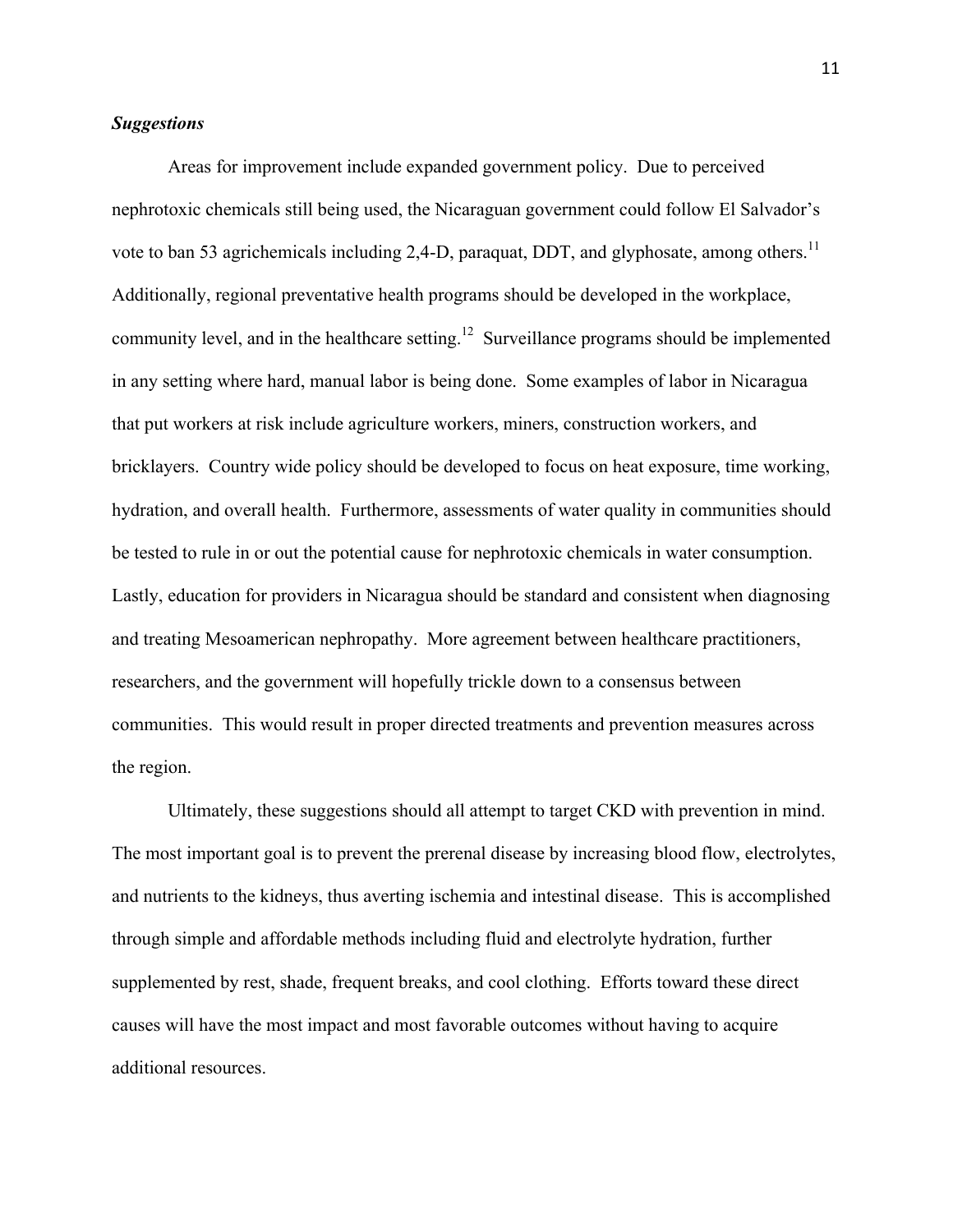### *Suggestions*

Areas for improvement include expanded government policy. Due to perceived nephrotoxic chemicals still being used, the Nicaraguan government could follow El Salvador's vote to ban 53 agrichemicals including 2,4-D, paraquat, DDT, and glyphosate, among others.[11] Additionally, regional preventative health programs should be developed in the workplace, community level, and in the healthcare setting.[12] Surveillance programs should be implemented in any setting where hard, manual labor is being done. Some examples of labor in Nicaragua that put workers at risk include agriculture workers, miners, construction workers, and bricklayers. Country wide policy should be developed to focus on heat exposure, time working, hydration, and overall health. Furthermore, assessments of water quality in communities should be tested to rule in or out the potential cause for nephrotoxic chemicals in water consumption. Lastly, education for providers in Nicaragua should be standard and consistent when diagnosing and treating Mesoamerican nephropathy. More agreement between healthcare practitioners, researchers, and the government will hopefully trickle down to a consensus between communities. This would result in proper directed treatments and prevention measures across the region.

Ultimately, these suggestions should all attempt to target CKD with prevention in mind. The most important goal is to prevent the prerenal disease by increasing blood flow, electrolytes, and nutrients to the kidneys, thus averting ischemia and intestinal disease. This is accomplished through simple and affordable methods including fluid and electrolyte hydration, further supplemented by rest, shade, frequent breaks, and cool clothing. Efforts toward these direct causes will have the most impact and most favorable outcomes without having to acquire additional resources.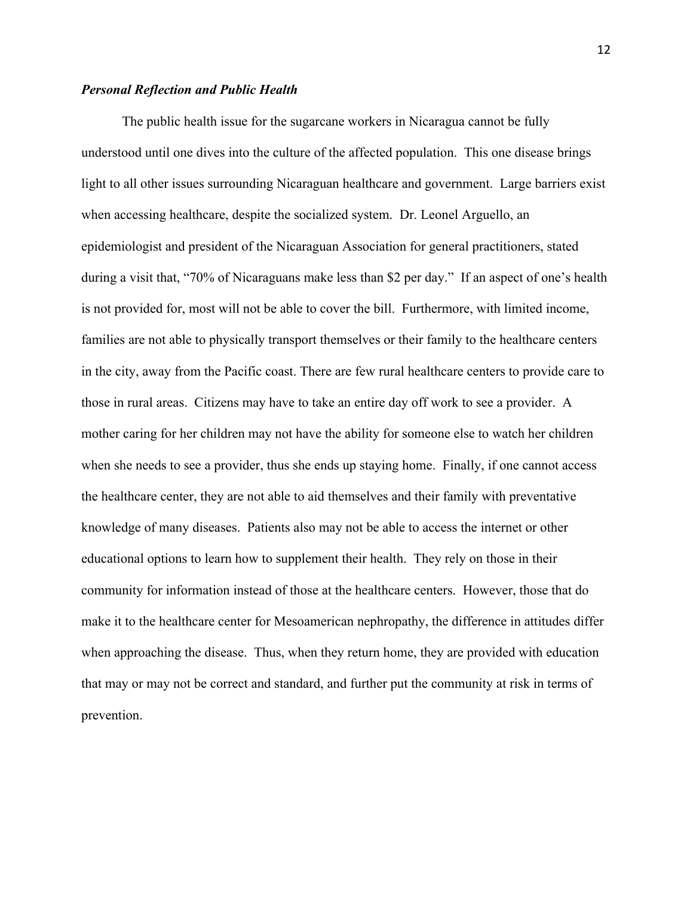### ***Personal Reflection and Public Health***

The public health issue for the sugarcane workers in Nicaragua cannot be fully understood until one dives into the culture of the affected population. This one disease brings light to all other issues surrounding Nicaraguan healthcare and government. Large barriers exist when accessing healthcare, despite the socialized system. Dr. Leonel Arguello, an epidemiologist and president of the Nicaraguan Association for general practitioners, stated during a visit that, "70% of Nicaraguans make less than $2 per day." If an aspect of one's health is not provided for, most will not be able to cover the bill. Furthermore, with limited income, families are not able to physically transport themselves or their family to the healthcare centers in the city, away from the Pacific coast. There are few rural healthcare centers to provide care to those in rural areas. Citizens may have to take an entire day off work to see a provider. A mother caring for her children may not have the ability for someone else to watch her children when she needs to see a provider, thus she ends up staying home. Finally, if one cannot access the healthcare center, they are not able to aid themselves and their family with preventative knowledge of many diseases. Patients also may not be able to access the internet or other educational options to learn how to supplement their health. They rely on those in their community for information instead of those at the healthcare centers. However, those that do make it to the healthcare center for Mesoamerican nephropathy, the difference in attitudes differ when approaching the disease. Thus, when they return home, they are provided with education that may or may not be correct and standard, and further put the community at risk in terms of prevention.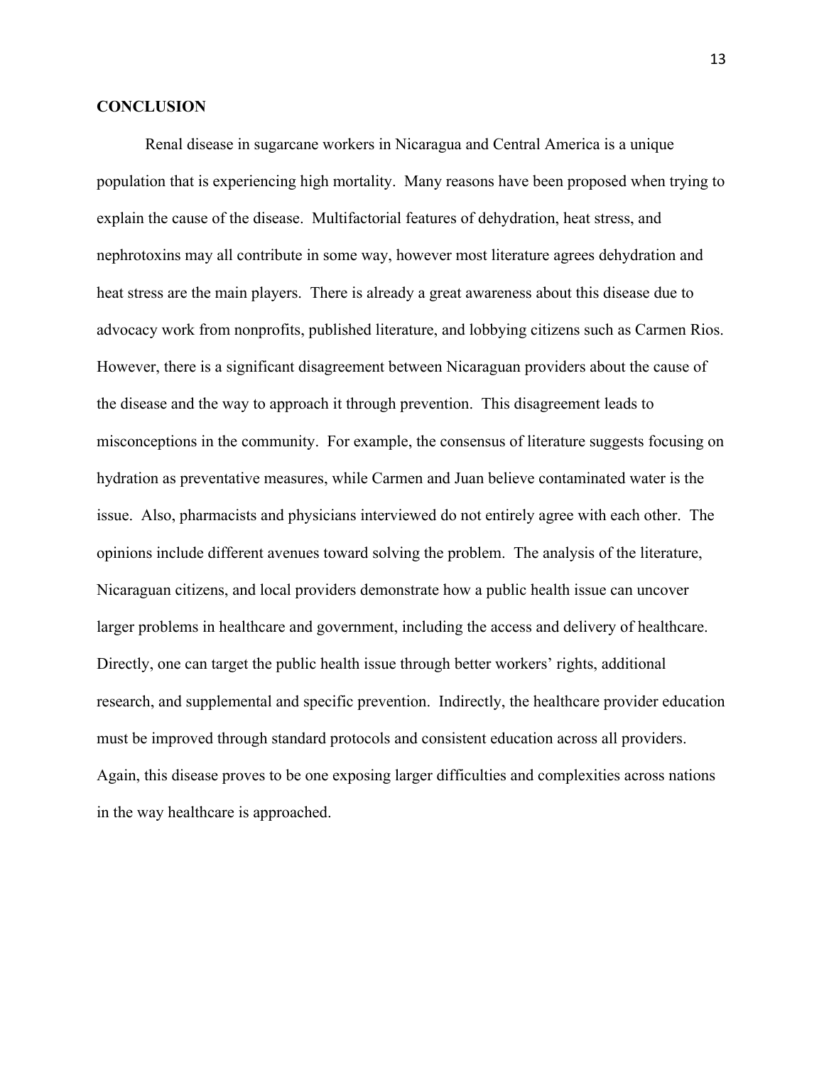## CONCLUSION

Renal disease in sugarcane workers in Nicaragua and Central America is a unique population that is experiencing high mortality. Many reasons have been proposed when trying to explain the cause of the disease. Multifactorial features of dehydration, heat stress, and nephrotoxins may all contribute in some way, however most literature agrees dehydration and heat stress are the main players. There is already a great awareness about this disease due to advocacy work from nonprofits, published literature, and lobbying citizens such as Carmen Rios. However, there is a significant disagreement between Nicaraguan providers about the cause of the disease and the way to approach it through prevention. This disagreement leads to misconceptions in the community. For example, the consensus of literature suggests focusing on hydration as preventative measures, while Carmen and Juan believe contaminated water is the issue. Also, pharmacists and physicians interviewed do not entirely agree with each other. The opinions include different avenues toward solving the problem. The analysis of the literature, Nicaraguan citizens, and local providers demonstrate how a public health issue can uncover larger problems in healthcare and government, including the access and delivery of healthcare. Directly, one can target the public health issue through better workers' rights, additional research, and supplemental and specific prevention. Indirectly, the healthcare provider education must be improved through standard protocols and consistent education across all providers. Again, this disease proves to be one exposing larger difficulties and complexities across nations in the way healthcare is approached.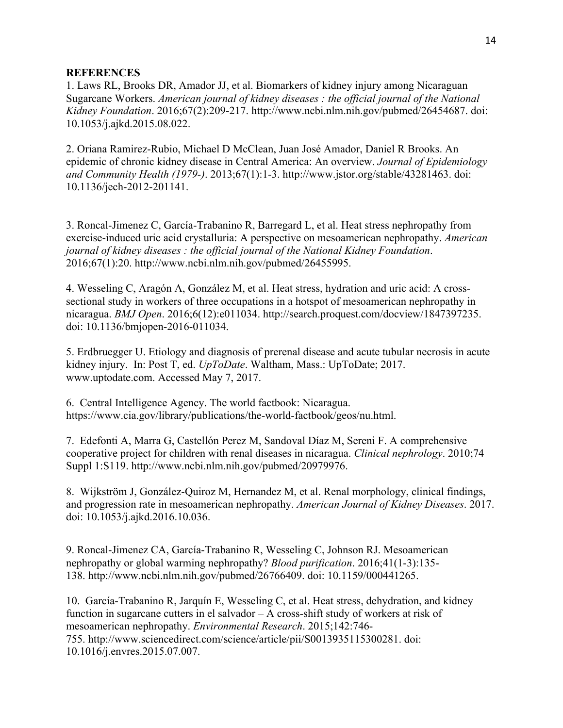**REFERENCES**

1. Laws RL, Brooks DR, Amador JJ, et al. Biomarkers of kidney injury among Nicaraguan Sugarcane Workers. *American journal of kidney diseases : the official journal of the National Kidney Foundation*. 2016;67(2):209-217. http://www.ncbi.nlm.nih.gov/pubmed/26454687. doi: 10.1053/j.ajkd.2015.08.022.

2. Oriana Ramirez-Rubio, Michael D McClean, Juan José Amador, Daniel R Brooks. An epidemic of chronic kidney disease in Central America: An overview. *Journal of Epidemiology and Community Health (1979-)*. 2013;67(1):1-3. http://www.jstor.org/stable/43281463. doi: 10.1136/jech-2012-201141.

3. Roncal-Jimenez C, García-Trabanino R, Barregard L, et al. Heat stress nephropathy from exercise-induced uric acid crystalluria: A perspective on mesoamerican nephropathy. *American journal of kidney diseases : the official journal of the National Kidney Foundation*. 2016;67(1):20. http://www.ncbi.nlm.nih.gov/pubmed/26455995.

4. Wesseling C, Aragón A, González M, et al. Heat stress, hydration and uric acid: A cross-sectional study in workers of three occupations in a hotspot of mesoamerican nephropathy in nicaragua. *BMJ Open*. 2016;6(12):e011034. http://search.proquest.com/docview/1847397235. doi: 10.1136/bmjopen-2016-011034.

5. Erdbruegger U. Etiology and diagnosis of prerenal disease and acute tubular necrosis in acute kidney injury. In: Post T, ed. *UpToDate*. Waltham, Mass.: UpToDate; 2017. www.uptodate.com. Accessed May 7, 2017.

6. Central Intelligence Agency. The world factbook: Nicaragua. https://www.cia.gov/library/publications/the-world-factbook/geos/nu.html.

7. Edefonti A, Marra G, Castellón Perez M, Sandoval Díaz M, Sereni F. A comprehensive cooperative project for children with renal diseases in nicaragua. *Clinical nephrology*. 2010;74 Suppl 1:S119. http://www.ncbi.nlm.nih.gov/pubmed/20979976.

8. Wijkström J, González-Quiroz M, Hernandez M, et al. Renal morphology, clinical findings, and progression rate in mesoamerican nephropathy. *American Journal of Kidney Diseases*. 2017. doi: 10.1053/j.ajkd.2016.10.036.

9. Roncal-Jimenez CA, García-Trabanino R, Wesseling C, Johnson RJ. Mesoamerican nephropathy or global warming nephropathy? *Blood purification*. 2016;41(1-3):135-138. http://www.ncbi.nlm.nih.gov/pubmed/26766409. doi: 10.1159/000441265.

10. García-Trabanino R, Jarquín E, Wesseling C, et al. Heat stress, dehydration, and kidney function in sugarcane cutters in el salvador – A cross-shift study of workers at risk of mesoamerican nephropathy. *Environmental Research*. 2015;142:746-755. http://www.sciencedirect.com/science/article/pii/S0013935115300281. doi: 10.1016/j.envres.2015.07.007.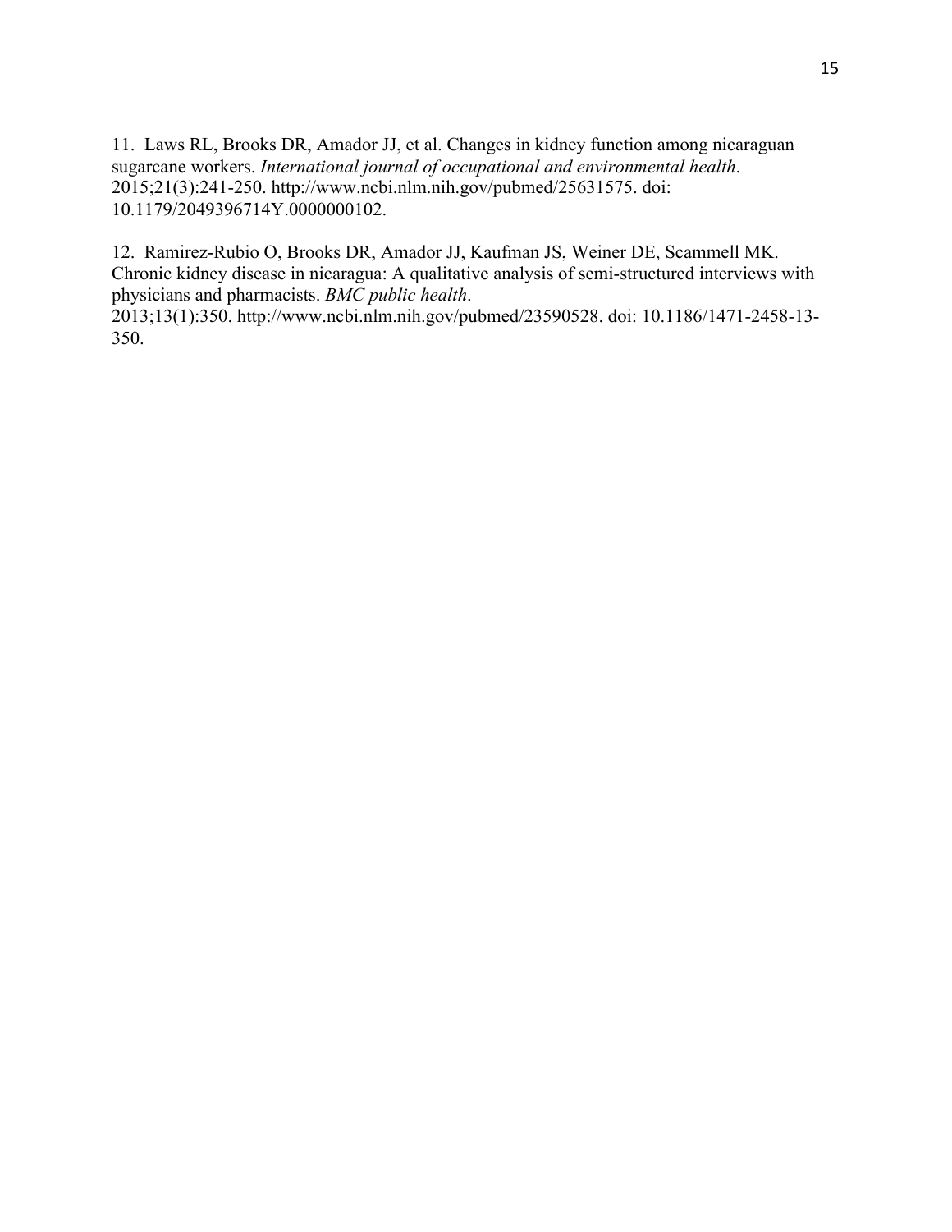11. Laws RL, Brooks DR, Amador JJ, et al. Changes in kidney function among nicaraguan sugarcane workers. *International journal of occupational and environmental health*. 2015;21(3):241-250. http://www.ncbi.nlm.nih.gov/pubmed/25631575. doi: 10.1179/2049396714Y.0000000102.

12. Ramirez-Rubio O, Brooks DR, Amador JJ, Kaufman JS, Weiner DE, Scammell MK. Chronic kidney disease in nicaragua: A qualitative analysis of semi-structured interviews with physicians and pharmacists. *BMC public health*. 2013;13(1):350. http://www.ncbi.nlm.nih.gov/pubmed/23590528. doi: 10.1186/1471-2458-13-350.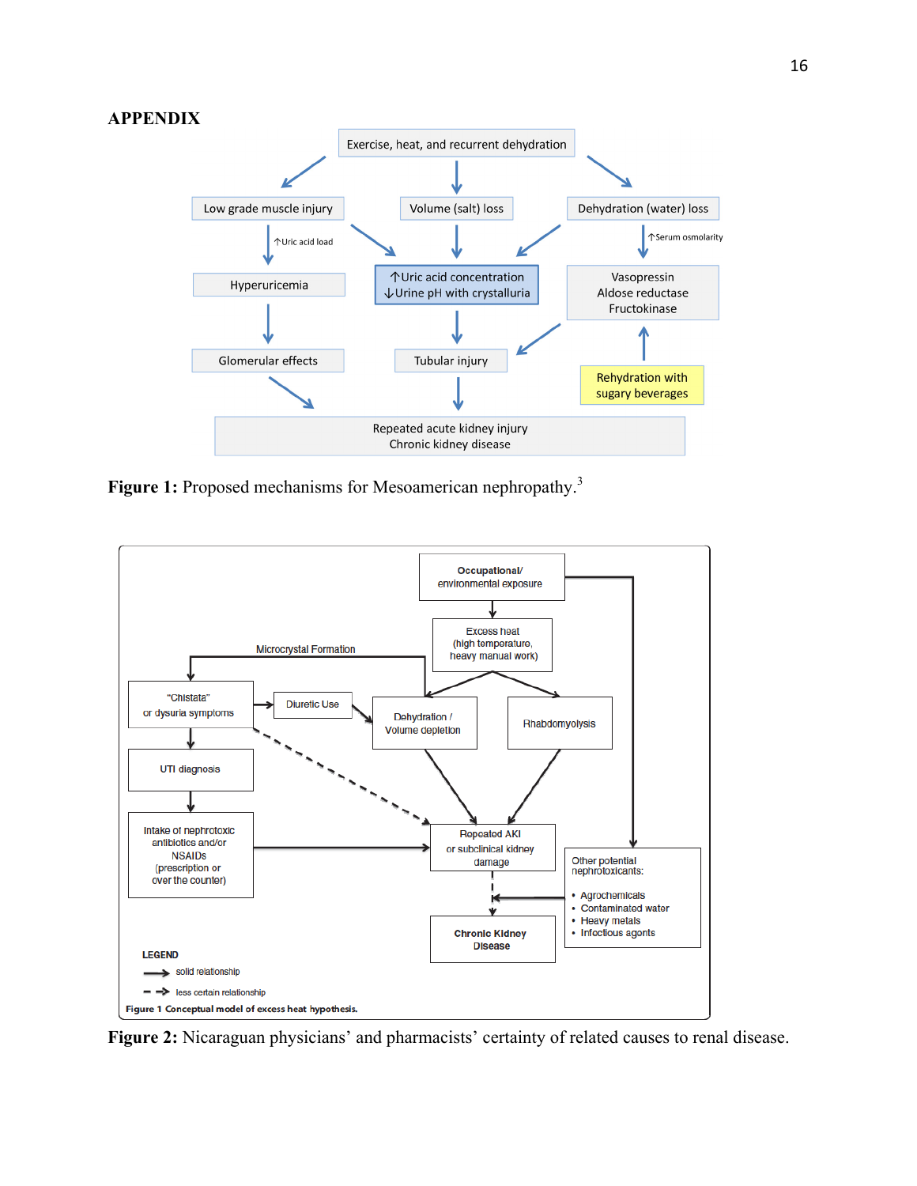## APPENDIX

Exercise, heat, and recurrent dehydration

Low grade muscle injury

Volume (salt) loss

Dehydration (water) loss

↑Uric acid load

↑Serum osmolarity

Hyperuricemia

↑Uric acid concentration
↓Urine pH with crystalluria

Vasopressin
Aldose reductase
Fructokinase

Glomerular effects

Tubular injury

Rehydration with sugary beverages

Repeated acute kidney injury
Chronic kidney disease

**Figure 1:** Proposed mechanisms for Mesoamerican nephropathy.[3]

Occupational/ environmental exposure

Excess heat (high temperature, heavy manual work)

Microcrystal Formation

"Chistata" or dysuria symptoms

Diuretic Use

Dehydration / Volume depletion

Rhabdomyolysis

UTI diagnosis

Intake of nephrotoxic antibiotics and/or NSAIDs (prescription or over the counter)

Repeated AKI or subclinical kidney damage

Other potential nephrotoxicants:
- Agrochemicals
- Contaminated water
- Heavy metals
- Infectious agents

Chronic Kidney Disease

LEGEND
solid relationship
less certain relationship

Figure 1 Conceptual model of excess heat hypothesis.

**Figure 2:** Nicaraguan physicians' and pharmacists' certainty of related causes to renal disease.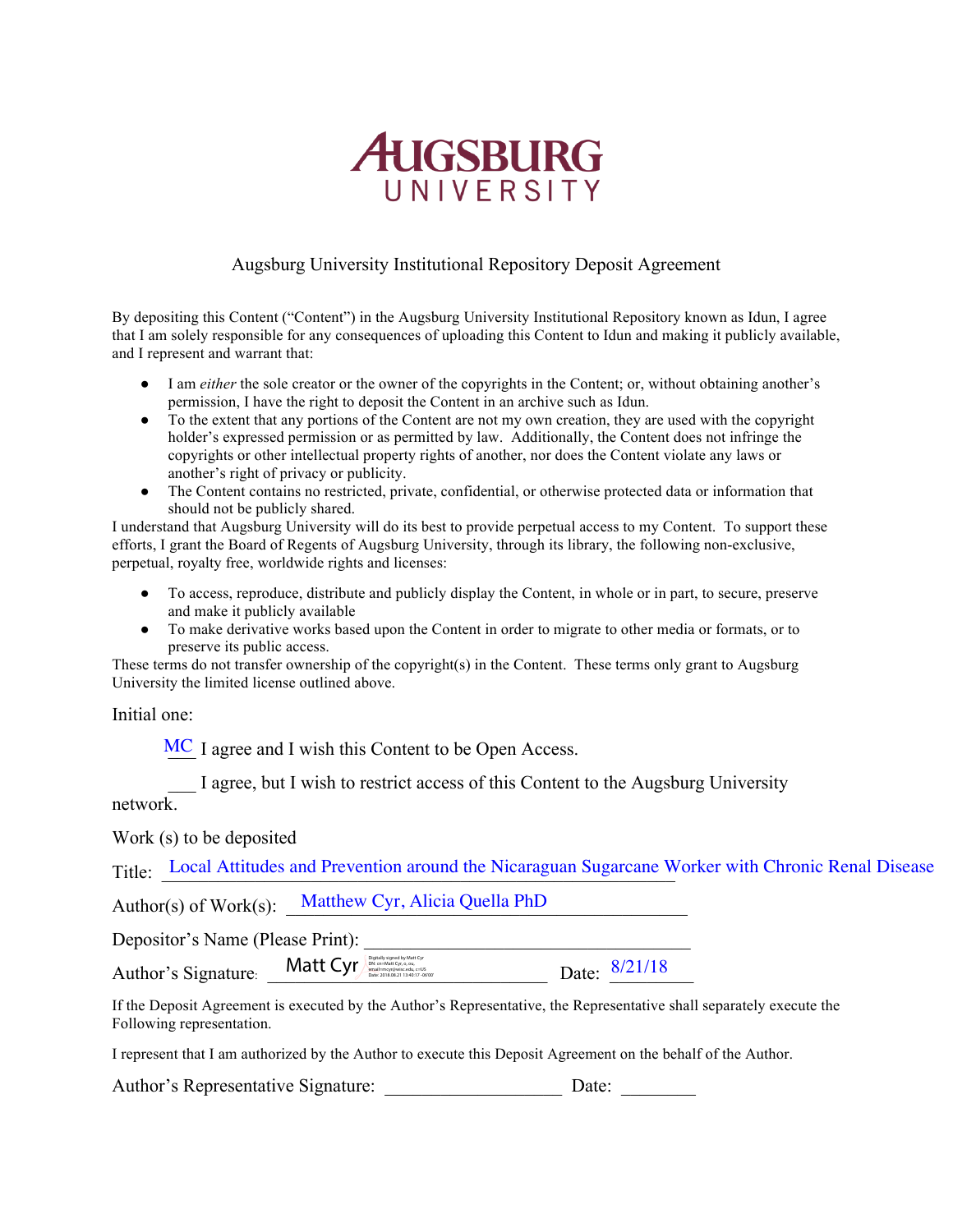AUGSBURG UNIVERSITY

Augsburg University Institutional Repository Deposit Agreement

By depositing this Content ("Content") in the Augsburg University Institutional Repository known as Idun, I agree that I am solely responsible for any consequences of uploading this Content to Idun and making it publicly available, and I represent and warrant that:

- I am *either* the sole creator or the owner of the copyrights in the Content; or, without obtaining another's permission, I have the right to deposit the Content in an archive such as Idun.
- To the extent that any portions of the Content are not my own creation, they are used with the copyright holder's expressed permission or as permitted by law. Additionally, the Content does not infringe the copyrights or other intellectual property rights of another, nor does the Content violate any laws or another's right of privacy or publicity.
- The Content contains no restricted, private, confidential, or otherwise protected data or information that should not be publicly shared.

I understand that Augsburg University will do its best to provide perpetual access to my Content. To support these efforts, I grant the Board of Regents of Augsburg University, through its library, the following non-exclusive, perpetual, royalty free, worldwide rights and licenses:

- To access, reproduce, distribute and publicly display the Content, in whole or in part, to secure, preserve and make it publicly available
- To make derivative works based upon the Content in order to migrate to other media or formats, or to preserve its public access.

These terms do not transfer ownership of the copyright(s) in the Content. These terms only grant to Augsburg University the limited license outlined above.

Initial one:

MC I agree and I wish this Content to be Open Access.

___ I agree, but I wish to restrict access of this Content to the Augsburg University network.

Work (s) to be deposited

Title: Local Attitudes and Prevention around the Nicaraguan Sugarcane Worker with Chronic Renal Disease

Author(s) of Work(s): Matthew Cyr, Alicia Quella PhD

Depositor's Name (Please Print): ____________________

Author's Signature: Matt Cyr (Digitally signed by Matt Cyr; DN: cn=Matt Cyr, o, ou, email=mcyr@wisc.edu, c=US; Date: 2018.08.21 13:40:17 -06'00') Date: 8/21/18

If the Deposit Agreement is executed by the Author's Representative, the Representative shall separately execute the Following representation.

I represent that I am authorized by the Author to execute this Deposit Agreement on the behalf of the Author.

Author's Representative Signature: ____________________ Date: ________